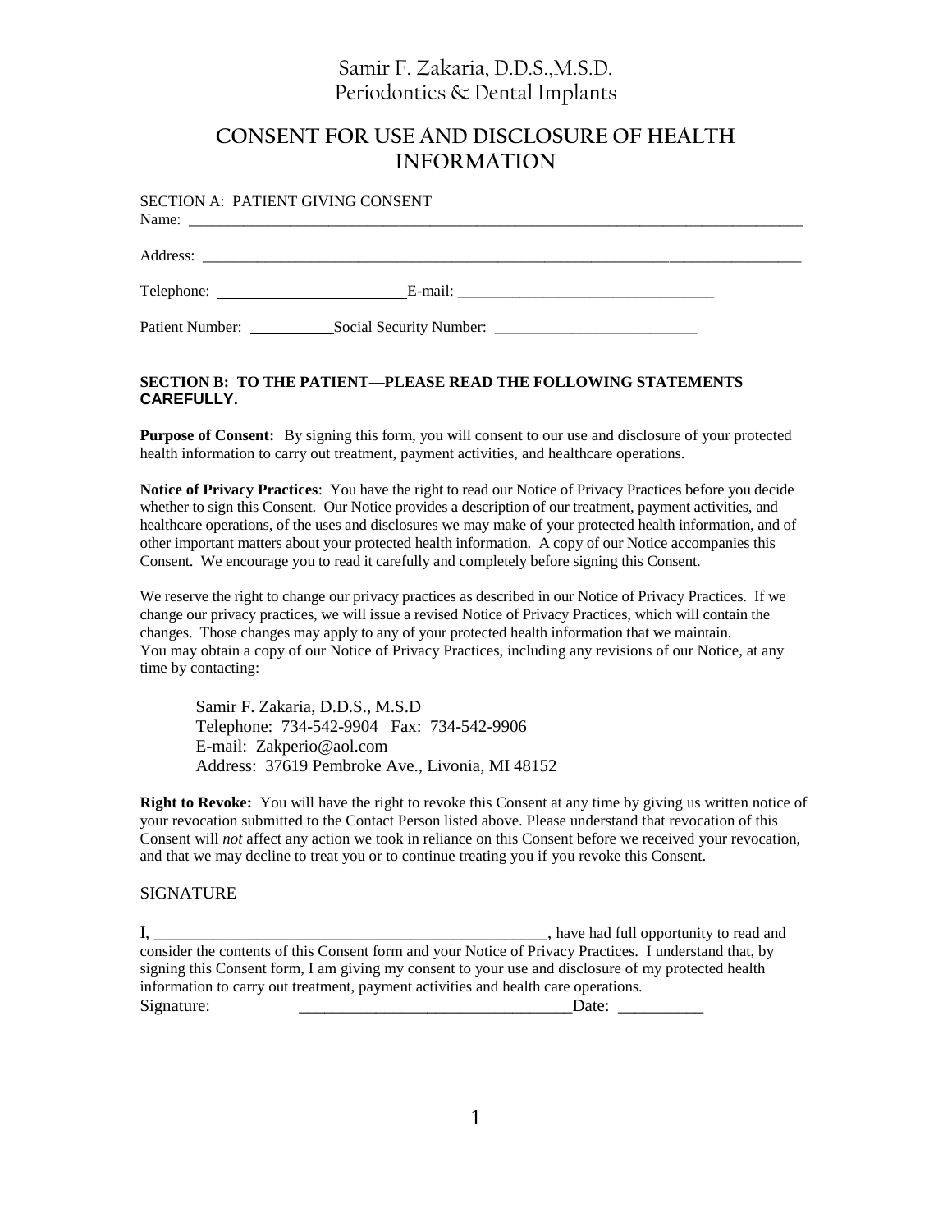Samir F. Zakaria, D.D.S.,M.S.D.
Periodontics & Dental Implants

# CONSENT FOR USE AND DISCLOSURE OF HEALTH INFORMATION

SECTION A: PATIENT GIVING CONSENT

Name: ___________________________________________________________________________

Address: _________________________________________________________________________

Telephone: ________________________ E-mail: _________________________________

Patient Number: ___________ Social Security Number: __________________________

**SECTION B: TO THE PATIENT—PLEASE READ THE FOLLOWING STATEMENTS CAREFULLY.**

**Purpose of Consent:** By signing this form, you will consent to our use and disclosure of your protected health information to carry out treatment, payment activities, and healthcare operations.

**Notice of Privacy Practices**: You have the right to read our Notice of Privacy Practices before you decide whether to sign this Consent. Our Notice provides a description of our treatment, payment activities, and healthcare operations, of the uses and disclosures we may make of your protected health information, and of other important matters about your protected health information. A copy of our Notice accompanies this Consent. We encourage you to read it carefully and completely before signing this Consent.

We reserve the right to change our privacy practices as described in our Notice of Privacy Practices. If we change our privacy practices, we will issue a revised Notice of Privacy Practices, which will contain the changes. Those changes may apply to any of your protected health information that we maintain. You may obtain a copy of our Notice of Privacy Practices, including any revisions of our Notice, at any time by contacting:

> Samir F. Zakaria, D.D.S., M.S.D
> Telephone: 734-542-9904 Fax: 734-542-9906
> E-mail: Zakperio@aol.com
> Address: 37619 Pembroke Ave., Livonia, MI 48152

**Right to Revoke:** You will have the right to revoke this Consent at any time by giving us written notice of your revocation submitted to the Contact Person listed above. Please understand that revocation of this Consent will *not* affect any action we took in reliance on this Consent before we received your revocation, and that we may decline to treat you or to continue treating you if you revoke this Consent.

SIGNATURE

I, __________________________________________________, have had full opportunity to read and consider the contents of this Consent form and your Notice of Privacy Practices. I understand that, by signing this Consent form, I am giving my consent to your use and disclosure of my protected health information to carry out treatment, payment activities and health care operations.

Signature: __________________________________________ Date: __________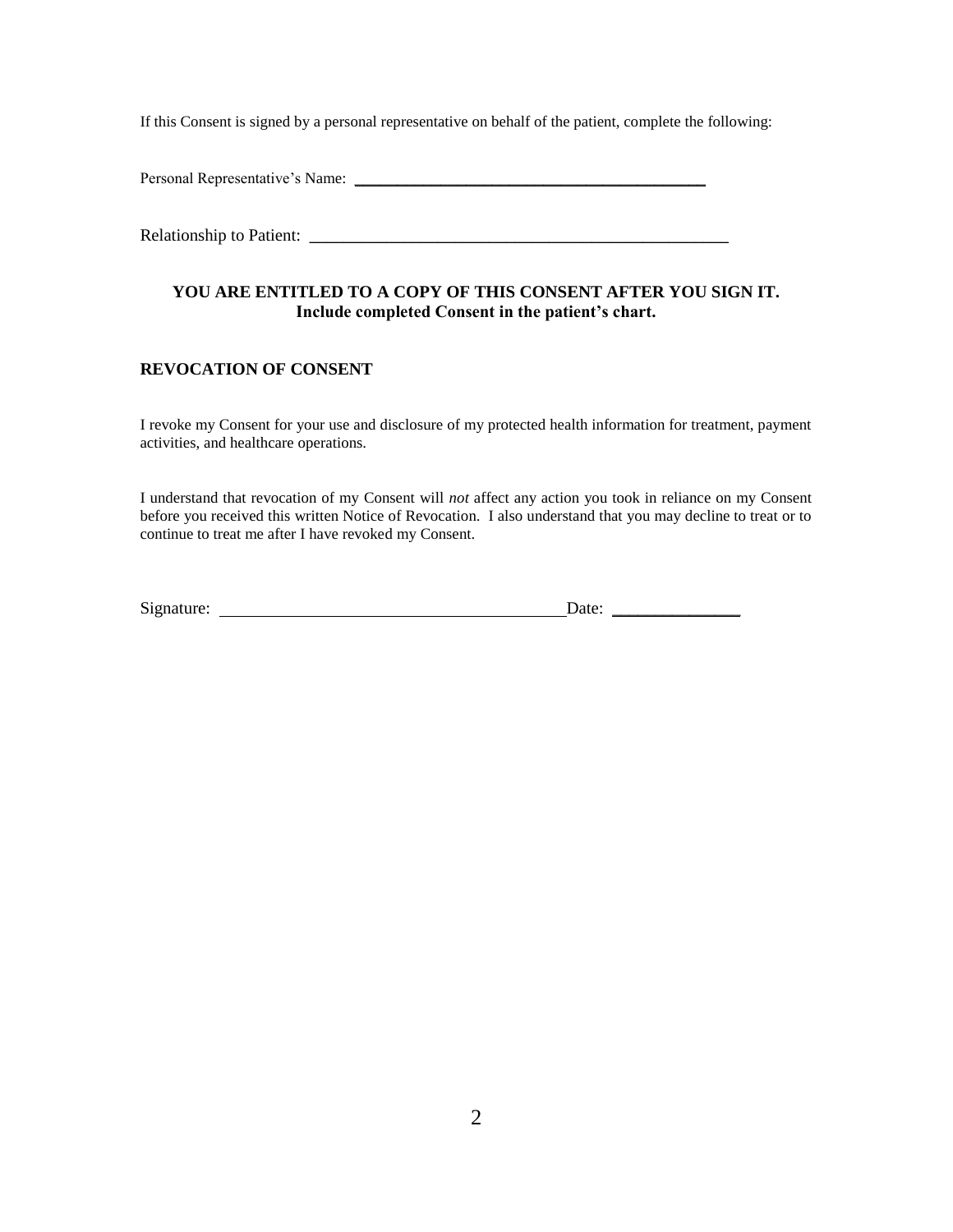If this Consent is signed by a personal representative on behalf of the patient, complete the following:

Personal Representative's Name: ___________________________________________

Relationship to Patient: ___________________________________________________

**YOU ARE ENTITLED TO A COPY OF THIS CONSENT AFTER YOU SIGN IT.**
**Include completed Consent in the patient's chart.**

**REVOCATION OF CONSENT**

I revoke my Consent for your use and disclosure of my protected health information for treatment, payment activities, and healthcare operations.

I understand that revocation of my Consent will *not* affect any action you took in reliance on my Consent before you received this written Notice of Revocation. I also understand that you may decline to treat or to continue to treat me after I have revoked my Consent.

Signature: ________________________________________ Date: _______________